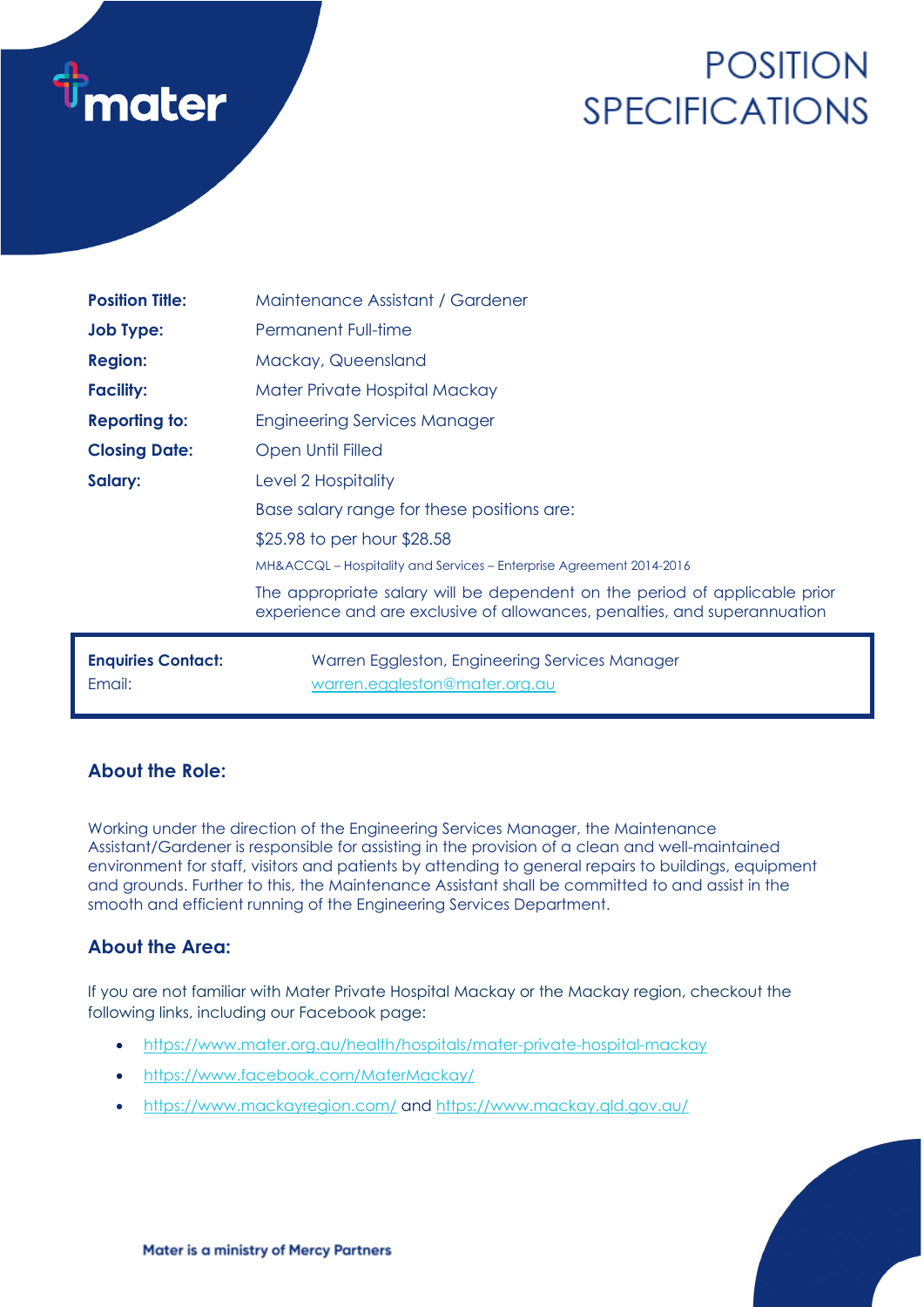# POSITION SPECIFICATIONS

| | |
|---|---|
| **Position Title:** | Maintenance Assistant / Gardener |
| **Job Type:** | Permanent Full-time |
| **Region:** | Mackay, Queensland |
| **Facility:** | Mater Private Hospital Mackay |
| **Reporting to:** | Engineering Services Manager |
| **Closing Date:** | Open Until Filled |
| **Salary:** | Level 2 Hospitality |
| | Base salary range for these positions are: |
| | $25.98 to per hour $28.58 |
| | MH&ACCQL – Hospitality and Services – Enterprise Agreement 2014-2016 |
| | The appropriate salary will be dependent on the period of applicable prior experience and are exclusive of allowances, penalties, and superannuation |

| | |
|---|---|
| **Enquiries Contact:** | Warren Eggleston, Engineering Services Manager |
| Email: | warren.eggleston@mater.org.au |

## About the Role:

Working under the direction of the Engineering Services Manager, the Maintenance Assistant/Gardener is responsible for assisting in the provision of a clean and well-maintained environment for staff, visitors and patients by attending to general repairs to buildings, equipment and grounds. Further to this, the Maintenance Assistant shall be committed to and assist in the smooth and efficient running of the Engineering Services Department.

## About the Area:

If you are not familiar with Mater Private Hospital Mackay or the Mackay region, checkout the following links, including our Facebook page:

- https://www.mater.org.au/health/hospitals/mater-private-hospital-mackay
- https://www.facebook.com/MaterMackay/
- https://www.mackayregion.com/ and https://www.mackay.qld.gov.au/

Mater is a ministry of Mercy Partners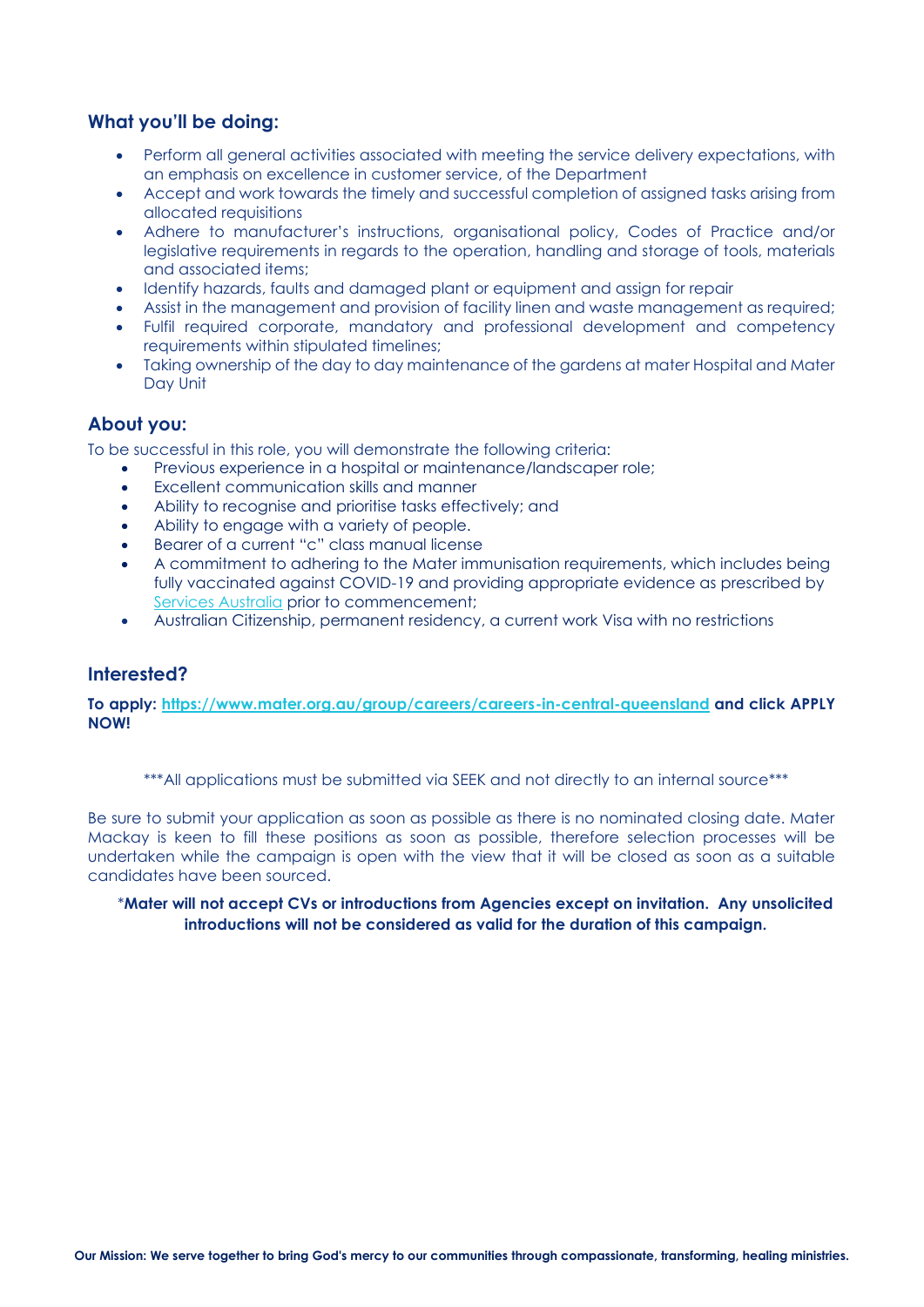## What you'll be doing:

- Perform all general activities associated with meeting the service delivery expectations, with an emphasis on excellence in customer service, of the Department
- Accept and work towards the timely and successful completion of assigned tasks arising from allocated requisitions
- Adhere to manufacturer's instructions, organisational policy, Codes of Practice and/or legislative requirements in regards to the operation, handling and storage of tools, materials and associated items;
- Identify hazards, faults and damaged plant or equipment and assign for repair
- Assist in the management and provision of facility linen and waste management as required;
- Fulfil required corporate, mandatory and professional development and competency requirements within stipulated timelines;
- Taking ownership of the day to day maintenance of the gardens at mater Hospital and Mater Day Unit

## About you:

To be successful in this role, you will demonstrate the following criteria:

- Previous experience in a hospital or maintenance/landscaper role;
- Excellent communication skills and manner
- Ability to recognise and prioritise tasks effectively; and
- Ability to engage with a variety of people.
- Bearer of a current "c" class manual license
- A commitment to adhering to the Mater immunisation requirements, which includes being fully vaccinated against COVID-19 and providing appropriate evidence as prescribed by Services Australia prior to commencement;
- Australian Citizenship, permanent residency, a current work Visa with no restrictions

## Interested?

**To apply: https://www.mater.org.au/group/careers/careers-in-central-queensland and click APPLY NOW!**

***All applications must be submitted via SEEK and not directly to an internal source***

Be sure to submit your application as soon as possible as there is no nominated closing date. Mater Mackay is keen to fill these positions as soon as possible, therefore selection processes will be undertaken while the campaign is open with the view that it will be closed as soon as a suitable candidates have been sourced.

***Mater will not accept CVs or introductions from Agencies except on invitation. Any unsolicited introductions will not be considered as valid for the duration of this campaign.**

**Our Mission: We serve together to bring God's mercy to our communities through compassionate, transforming, healing ministries.**